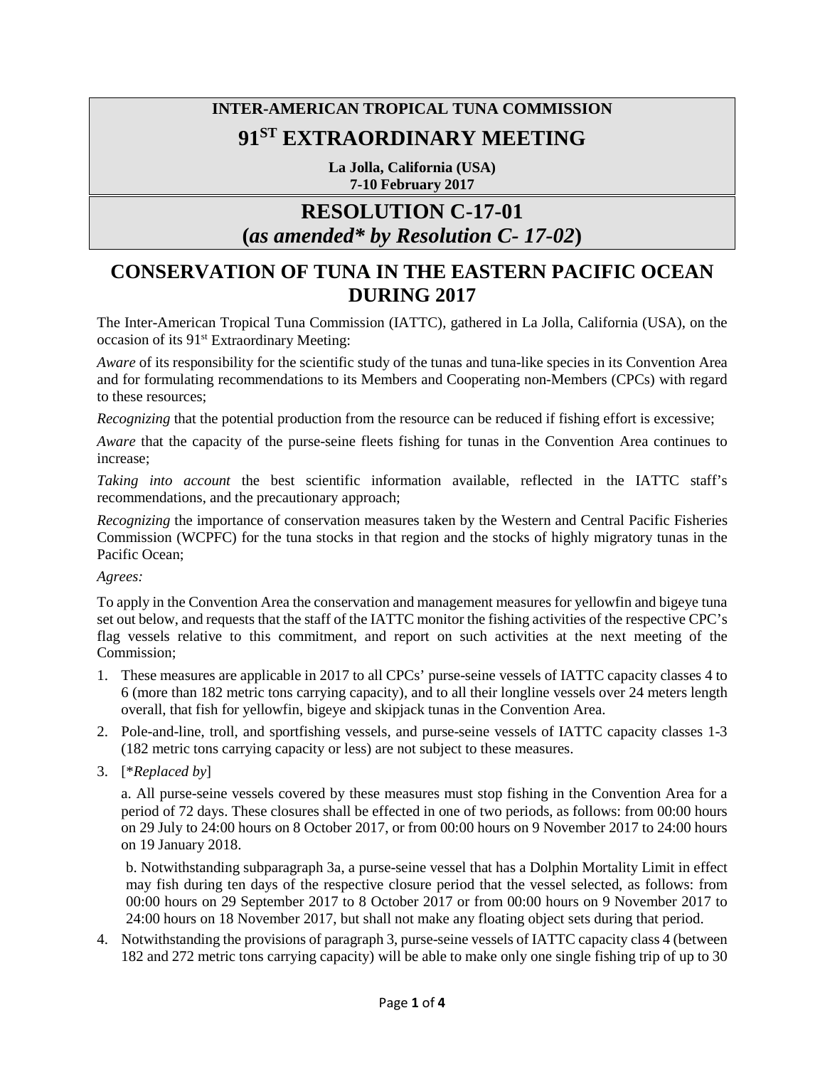**INTER-AMERICAN TROPICAL TUNA COMMISSION**

# 91ST EXTRAORDINARY MEETING

**La Jolla, California (USA)**
**7-10 February 2017**

# RESOLUTION C-17-01
## (*as amended\* by Resolution C- 17-02*)

# CONSERVATION OF TUNA IN THE EASTERN PACIFIC OCEAN DURING 2017

The Inter-American Tropical Tuna Commission (IATTC), gathered in La Jolla, California (USA), on the occasion of its 91st Extraordinary Meeting:

*Aware* of its responsibility for the scientific study of the tunas and tuna-like species in its Convention Area and for formulating recommendations to its Members and Cooperating non-Members (CPCs) with regard to these resources;

*Recognizing* that the potential production from the resource can be reduced if fishing effort is excessive;

*Aware* that the capacity of the purse-seine fleets fishing for tunas in the Convention Area continues to increase;

*Taking into account* the best scientific information available, reflected in the IATTC staff's recommendations, and the precautionary approach;

*Recognizing* the importance of conservation measures taken by the Western and Central Pacific Fisheries Commission (WCPFC) for the tuna stocks in that region and the stocks of highly migratory tunas in the Pacific Ocean;

*Agrees:*

To apply in the Convention Area the conservation and management measures for yellowfin and bigeye tuna set out below, and requests that the staff of the IATTC monitor the fishing activities of the respective CPC's flag vessels relative to this commitment, and report on such activities at the next meeting of the Commission;

1. These measures are applicable in 2017 to all CPCs' purse-seine vessels of IATTC capacity classes 4 to 6 (more than 182 metric tons carrying capacity), and to all their longline vessels over 24 meters length overall, that fish for yellowfin, bigeye and skipjack tunas in the Convention Area.
2. Pole-and-line, troll, and sportfishing vessels, and purse-seine vessels of IATTC capacity classes 1-3 (182 metric tons carrying capacity or less) are not subject to these measures.
3. [*\*Replaced by*]

   a. All purse-seine vessels covered by these measures must stop fishing in the Convention Area for a period of 72 days. These closures shall be effected in one of two periods, as follows: from 00:00 hours on 29 July to 24:00 hours on 8 October 2017, or from 00:00 hours on 9 November 2017 to 24:00 hours on 19 January 2018.

   b. Notwithstanding subparagraph 3a, a purse-seine vessel that has a Dolphin Mortality Limit in effect may fish during ten days of the respective closure period that the vessel selected, as follows: from 00:00 hours on 29 September 2017 to 8 October 2017 or from 00:00 hours on 9 November 2017 to 24:00 hours on 18 November 2017, but shall not make any floating object sets during that period.
4. Notwithstanding the provisions of paragraph 3, purse-seine vessels of IATTC capacity class 4 (between 182 and 272 metric tons carrying capacity) will be able to make only one single fishing trip of up to 30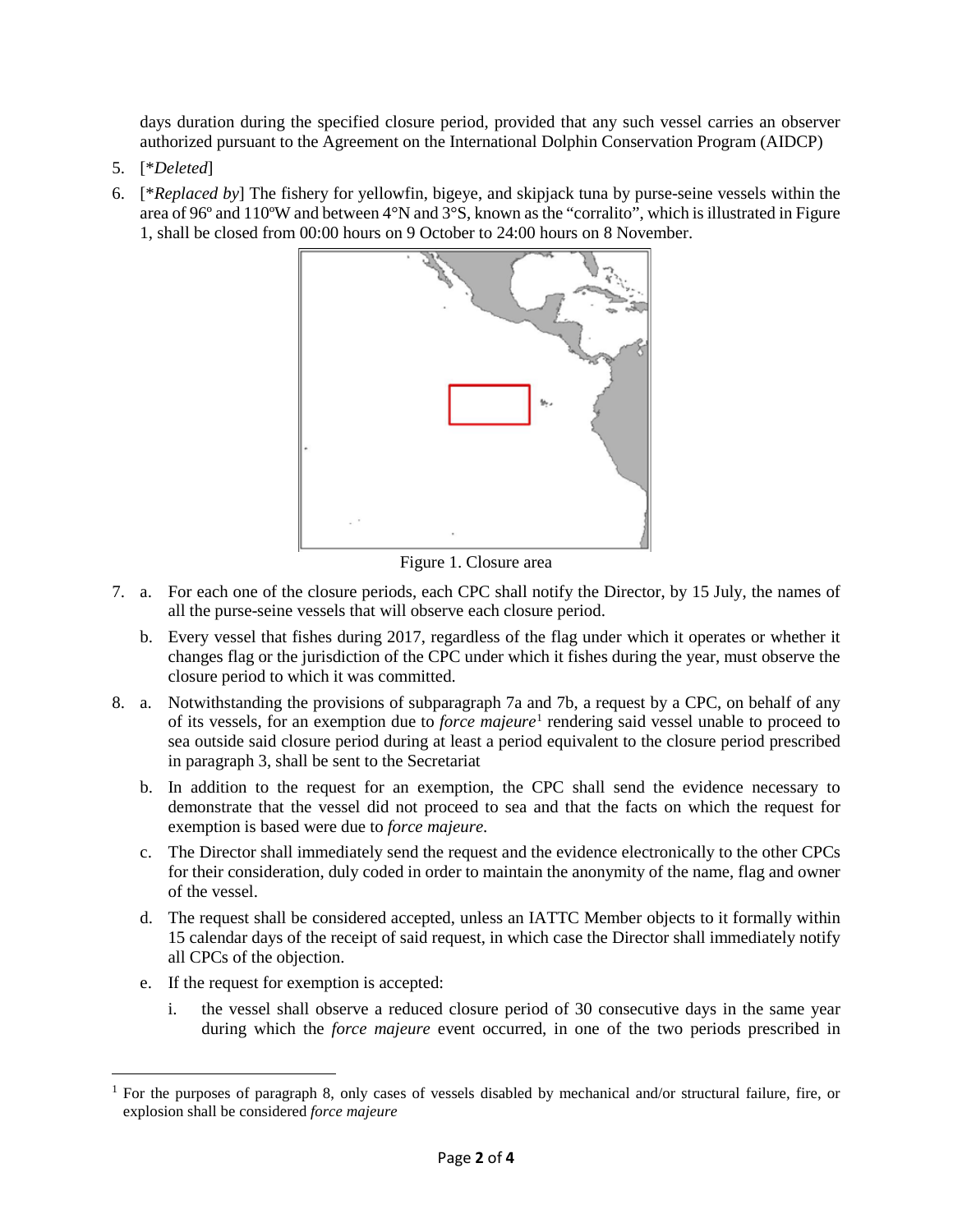days duration during the specified closure period, provided that any such vessel carries an observer authorized pursuant to the Agreement on the International Dolphin Conservation Program (AIDCP)

5. [*Deleted*]
6. [*Replaced by*] The fishery for yellowfin, bigeye, and skipjack tuna by purse-seine vessels within the area of 96º and 110ºW and between 4°N and 3°S, known as the "corralito", which is illustrated in Figure 1, shall be closed from 00:00 hours on 9 October to 24:00 hours on 8 November.

Figure 1. Closure area

7. a. For each one of the closure periods, each CPC shall notify the Director, by 15 July, the names of all the purse-seine vessels that will observe each closure period.

   b. Every vessel that fishes during 2017, regardless of the flag under which it operates or whether it changes flag or the jurisdiction of the CPC under which it fishes during the year, must observe the closure period to which it was committed.

8. a. Notwithstanding the provisions of subparagraph 7a and 7b, a request by a CPC, on behalf of any of its vessels, for an exemption due to *force majeure*[1] rendering said vessel unable to proceed to sea outside said closure period during at least a period equivalent to the closure period prescribed in paragraph 3, shall be sent to the Secretariat

   b. In addition to the request for an exemption, the CPC shall send the evidence necessary to demonstrate that the vessel did not proceed to sea and that the facts on which the request for exemption is based were due to *force majeure*.

   c. The Director shall immediately send the request and the evidence electronically to the other CPCs for their consideration, duly coded in order to maintain the anonymity of the name, flag and owner of the vessel.

   d. The request shall be considered accepted, unless an IATTC Member objects to it formally within 15 calendar days of the receipt of said request, in which case the Director shall immediately notify all CPCs of the objection.

   e. If the request for exemption is accepted:

      i. the vessel shall observe a reduced closure period of 30 consecutive days in the same year during which the *force majeure* event occurred, in one of the two periods prescribed in

[1] For the purposes of paragraph 8, only cases of vessels disabled by mechanical and/or structural failure, fire, or explosion shall be considered *force majeure*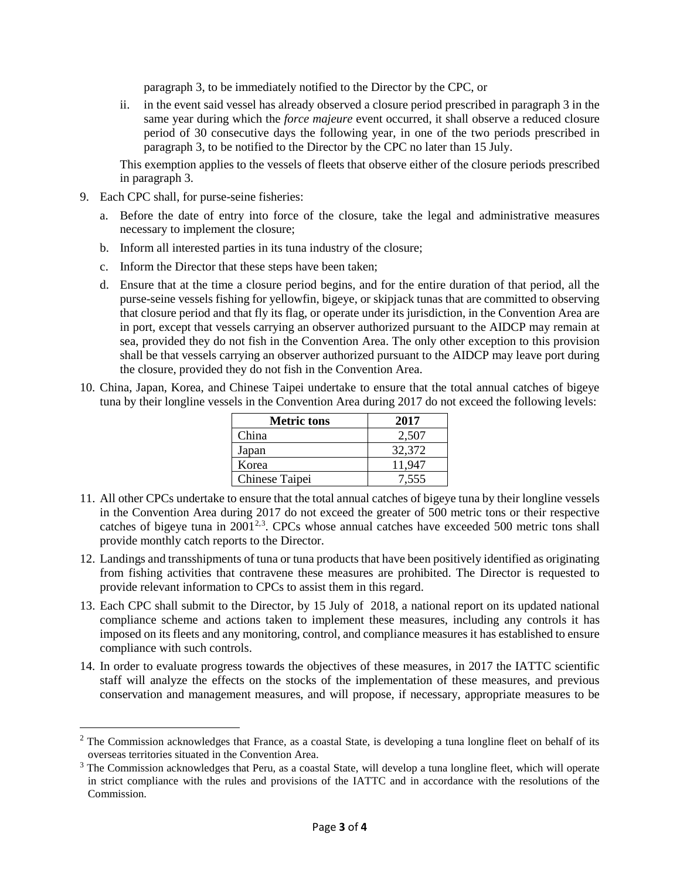paragraph 3, to be immediately notified to the Director by the CPC, or

ii. in the event said vessel has already observed a closure period prescribed in paragraph 3 in the same year during which the *force majeure* event occurred, it shall observe a reduced closure period of 30 consecutive days the following year, in one of the two periods prescribed in paragraph 3, to be notified to the Director by the CPC no later than 15 July.

This exemption applies to the vessels of fleets that observe either of the closure periods prescribed in paragraph 3.

9. Each CPC shall, for purse-seine fisheries:
   a. Before the date of entry into force of the closure, take the legal and administrative measures necessary to implement the closure;
   b. Inform all interested parties in its tuna industry of the closure;
   c. Inform the Director that these steps have been taken;
   d. Ensure that at the time a closure period begins, and for the entire duration of that period, all the purse-seine vessels fishing for yellowfin, bigeye, or skipjack tunas that are committed to observing that closure period and that fly its flag, or operate under its jurisdiction, in the Convention Area are in port, except that vessels carrying an observer authorized pursuant to the AIDCP may remain at sea, provided they do not fish in the Convention Area. The only other exception to this provision shall be that vessels carrying an observer authorized pursuant to the AIDCP may leave port during the closure, provided they do not fish in the Convention Area.
10. China, Japan, Korea, and Chinese Taipei undertake to ensure that the total annual catches of bigeye tuna by their longline vessels in the Convention Area during 2017 do not exceed the following levels:

| Metric tons | 2017 |
|---|---|
| China | 2,507 |
| Japan | 32,372 |
| Korea | 11,947 |
| Chinese Taipei | 7,555 |

11. All other CPCs undertake to ensure that the total annual catches of bigeye tuna by their longline vessels in the Convention Area during 2017 do not exceed the greater of 500 metric tons or their respective catches of bigeye tuna in 2001[2,3]. CPCs whose annual catches have exceeded 500 metric tons shall provide monthly catch reports to the Director.
12. Landings and transshipments of tuna or tuna products that have been positively identified as originating from fishing activities that contravene these measures are prohibited. The Director is requested to provide relevant information to CPCs to assist them in this regard.
13. Each CPC shall submit to the Director, by 15 July of 2018, a national report on its updated national compliance scheme and actions taken to implement these measures, including any controls it has imposed on its fleets and any monitoring, control, and compliance measures it has established to ensure compliance with such controls.
14. In order to evaluate progress towards the objectives of these measures, in 2017 the IATTC scientific staff will analyze the effects on the stocks of the implementation of these measures, and previous conservation and management measures, and will propose, if necessary, appropriate measures to be

[2] The Commission acknowledges that France, as a coastal State, is developing a tuna longline fleet on behalf of its overseas territories situated in the Convention Area.

[3] The Commission acknowledges that Peru, as a coastal State, will develop a tuna longline fleet, which will operate in strict compliance with the rules and provisions of the IATTC and in accordance with the resolutions of the Commission.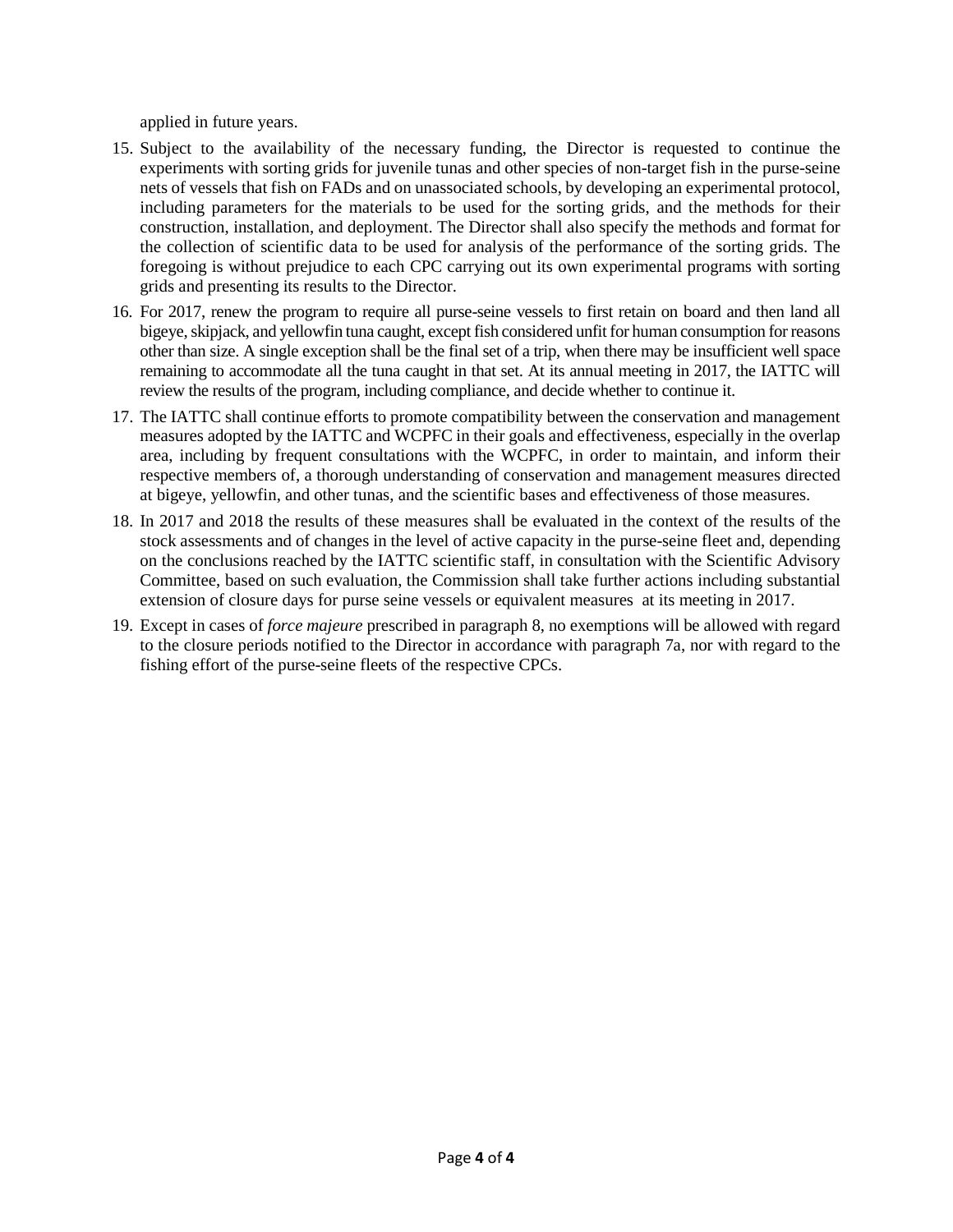applied in future years.

15. Subject to the availability of the necessary funding, the Director is requested to continue the experiments with sorting grids for juvenile tunas and other species of non-target fish in the purse-seine nets of vessels that fish on FADs and on unassociated schools, by developing an experimental protocol, including parameters for the materials to be used for the sorting grids, and the methods for their construction, installation, and deployment. The Director shall also specify the methods and format for the collection of scientific data to be used for analysis of the performance of the sorting grids. The foregoing is without prejudice to each CPC carrying out its own experimental programs with sorting grids and presenting its results to the Director.
16. For 2017, renew the program to require all purse-seine vessels to first retain on board and then land all bigeye, skipjack, and yellowfin tuna caught, except fish considered unfit for human consumption for reasons other than size. A single exception shall be the final set of a trip, when there may be insufficient well space remaining to accommodate all the tuna caught in that set. At its annual meeting in 2017, the IATTC will review the results of the program, including compliance, and decide whether to continue it.
17. The IATTC shall continue efforts to promote compatibility between the conservation and management measures adopted by the IATTC and WCPFC in their goals and effectiveness, especially in the overlap area, including by frequent consultations with the WCPFC, in order to maintain, and inform their respective members of, a thorough understanding of conservation and management measures directed at bigeye, yellowfin, and other tunas, and the scientific bases and effectiveness of those measures.
18. In 2017 and 2018 the results of these measures shall be evaluated in the context of the results of the stock assessments and of changes in the level of active capacity in the purse-seine fleet and, depending on the conclusions reached by the IATTC scientific staff, in consultation with the Scientific Advisory Committee, based on such evaluation, the Commission shall take further actions including substantial extension of closure days for purse seine vessels or equivalent measures at its meeting in 2017.
19. Except in cases of *force majeure* prescribed in paragraph 8, no exemptions will be allowed with regard to the closure periods notified to the Director in accordance with paragraph 7a, nor with regard to the fishing effort of the purse-seine fleets of the respective CPCs.